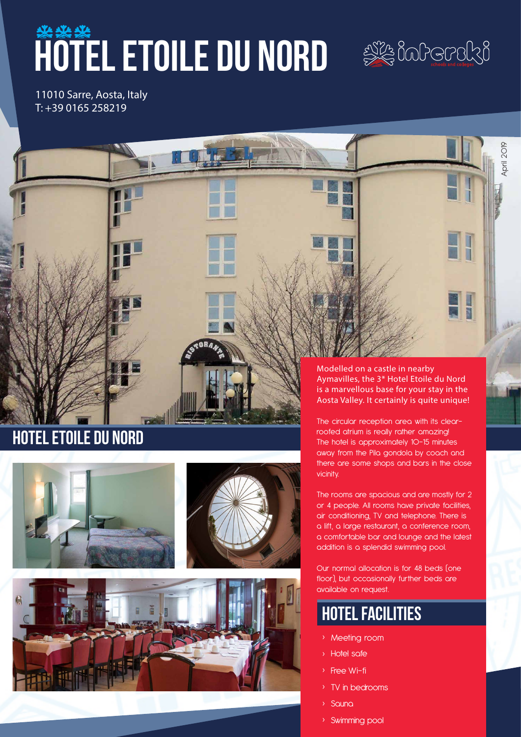# HÔTEL ETOILE DU NORD

11010 Sarre, Aosta, Italy
T: +39 0165 258219

April 2019

## HOTEL ETOILE DU NORD

Modelled on a castle in nearby Aymavilles, the 3* Hotel Etoile du Nord is a marvellous base for your stay in the Aosta Valley. It certainly is quite unique!

The circular reception area with its clear-roofed atrium is really rather amazing! The hotel is approximately 10-15 minutes away from the Pila gondola by coach and there are some shops and bars in the close vicinity.

The rooms are spacious and are mostly for 2 or 4 people. All rooms have private facilities, air conditioning, TV and telephone. There is a lift, a large restaurant, a conference room, a comfortable bar and lounge and the latest addition is a splendid swimming pool.

Our normal allocation is for 48 beds (one floor), but occasionally further beds are available on request.

## HOTEL FACILITIES

- Meeting room
- Hotel safe
- Free Wi-fi
- TV in bedrooms
- Sauna
- Swimming pool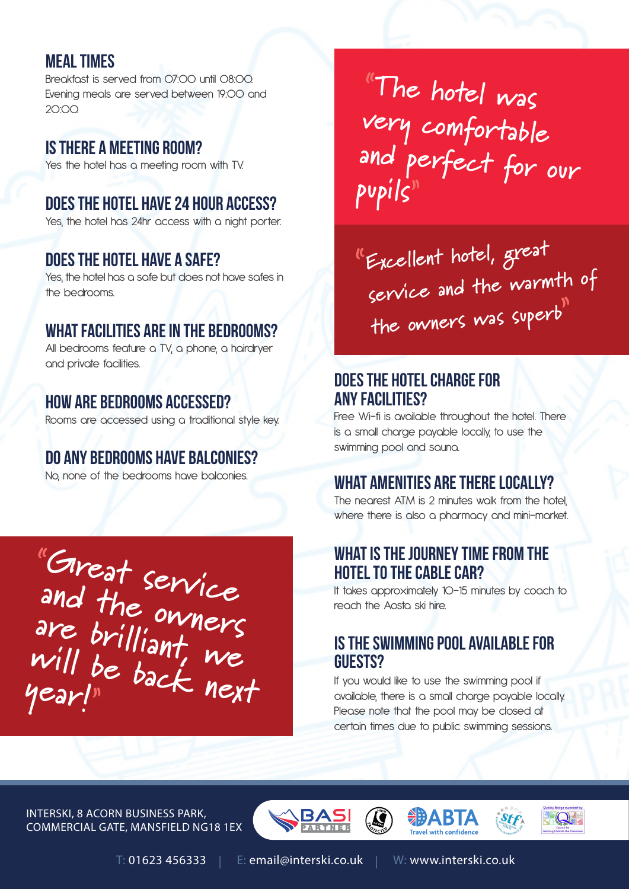## MEAL TIMES

Breakfast is served from 07:00 until 08:00. Evening meals are served between 19:00 and 20:00.

## IS THERE A MEETING ROOM?

Yes the hotel has a meeting room with TV.

## DOES THE HOTEL HAVE 24 HOUR ACCESS?

Yes, the hotel has 24hr access with a night porter.

## DOES THE HOTEL HAVE A SAFE?

Yes, the hotel has a safe but does not have safes in the bedrooms.

## WHAT FACILITIES ARE IN THE BEDROOMS?

All bedrooms feature a TV, a phone, a hairdryer and private facilities.

## HOW ARE BEDROOMS ACCESSED?

Rooms are accessed using a traditional style key.

## DO ANY BEDROOMS HAVE BALCONIES?

No, none of the bedrooms have balconies.

"Great service and the owners are brilliant, we will be back next year!"

"The hotel was very comfortable and perfect for our pupils"

"Excellent hotel, great service and the warmth of the owners was superb"

## DOES THE HOTEL CHARGE FOR ANY FACILITIES?

Free Wi-fi is available throughout the hotel. There is a small charge payable locally, to use the swimming pool and sauna.

## WHAT AMENITIES ARE THERE LOCALLY?

The nearest ATM is 2 minutes walk from the hotel, where there is also a pharmacy and mini-market.

## WHAT IS THE JOURNEY TIME FROM THE HOTEL TO THE CABLE CAR?

It takes approximately 10-15 minutes by coach to reach the Aosta ski hire.

## IS THE SWIMMING POOL AVAILABLE FOR GUESTS?

If you would like to use the swimming pool if available, there is a small charge payable locally. Please note that the pool may be closed at certain times due to public swimming sessions.

INTERSKI, 8 ACORN BUSINESS PARK, COMMERCIAL GATE, MANSFIELD NG18 1EX

T: 01623 456333 | E: email@interski.co.uk | W: www.interski.co.uk